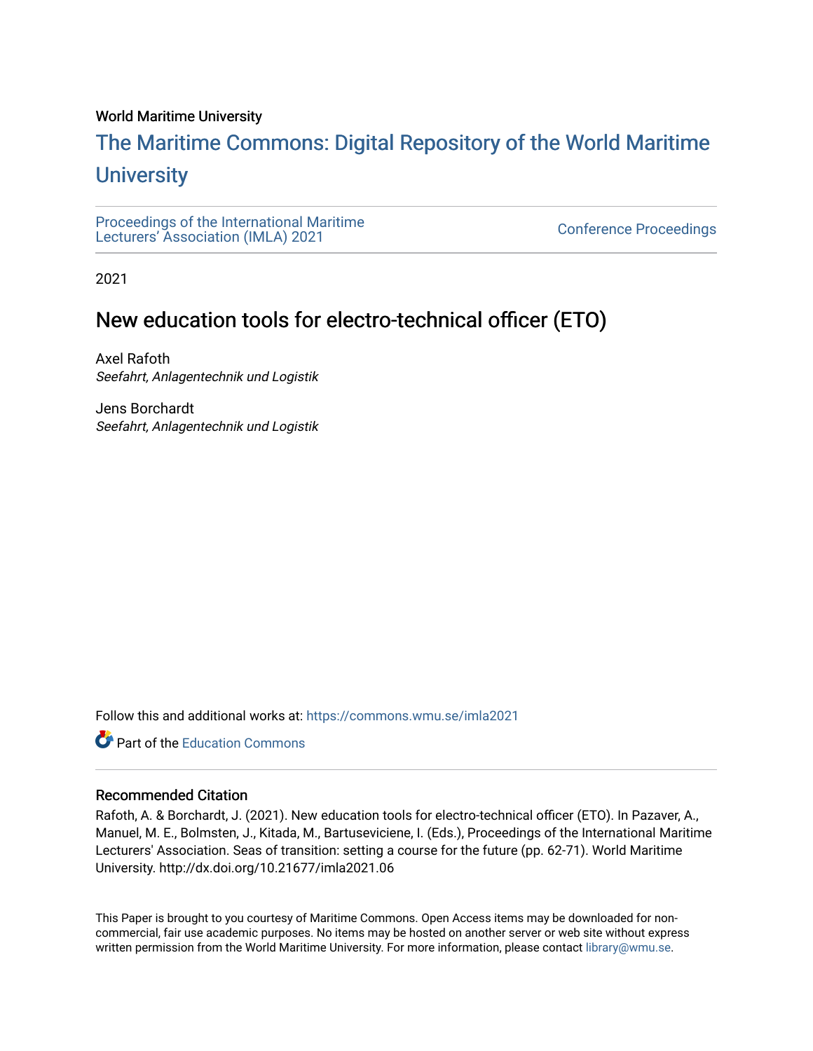World Maritime University

# The Maritime Commons: Digital Repository of the World Maritime University

Proceedings of the International Maritime Lecturers' Association (IMLA) 2021

Conference Proceedings

2021

## New education tools for electro-technical officer (ETO)

Axel Rafoth
*Seefahrt, Anlagentechnik und Logistik*

Jens Borchardt
*Seefahrt, Anlagentechnik und Logistik*

Follow this and additional works at: https://commons.wmu.se/imla2021

Part of the Education Commons

### Recommended Citation

Rafoth, A. & Borchardt, J. (2021). New education tools for electro-technical officer (ETO). In Pazaver, A., Manuel, M. E., Bolmsten, J., Kitada, M., Bartuseviciene, I. (Eds.), Proceedings of the International Maritime Lecturers' Association. Seas of transition: setting a course for the future (pp. 62-71). World Maritime University. http://dx.doi.org/10.21677/imla2021.06

This Paper is brought to you courtesy of Maritime Commons. Open Access items may be downloaded for non-commercial, fair use academic purposes. No items may be hosted on another server or web site without express written permission from the World Maritime University. For more information, please contact library@wmu.se.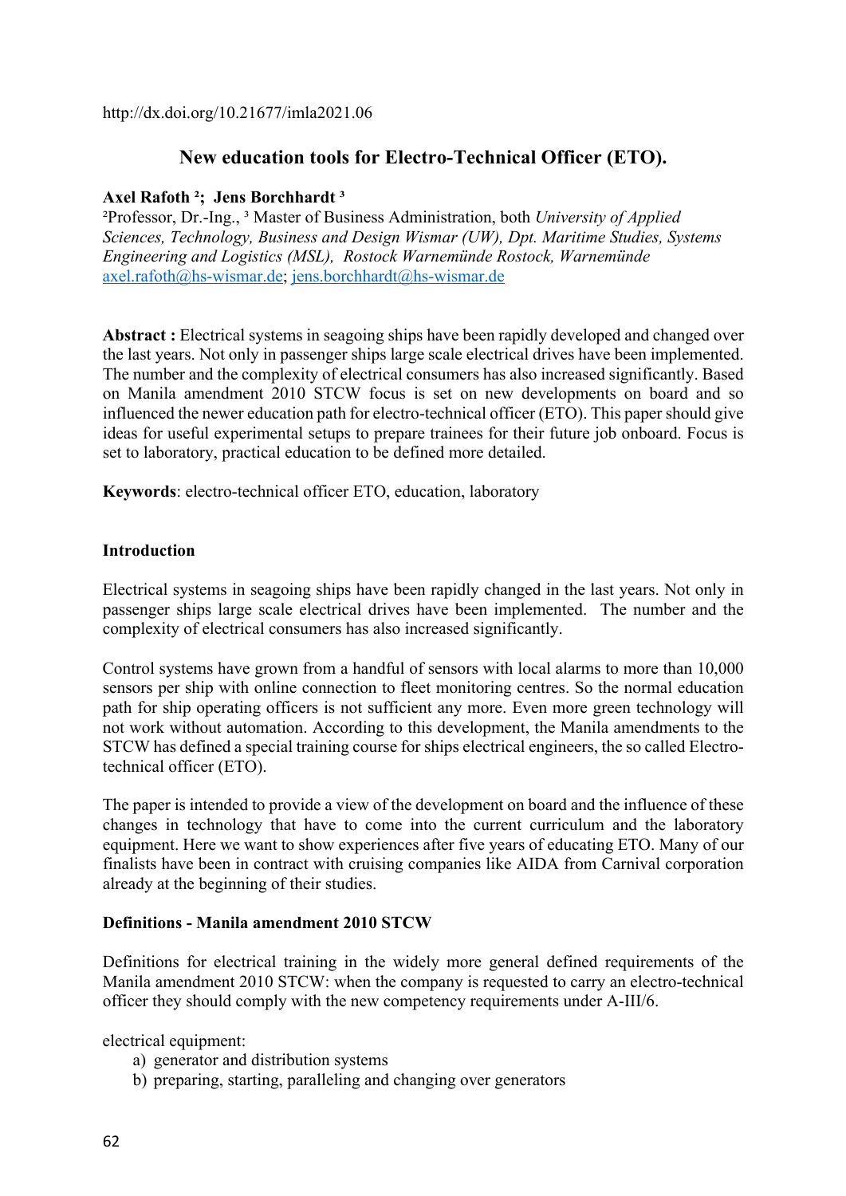http://dx.doi.org/10.21677/imla2021.06

# New education tools for Electro-Technical Officer (ETO).

**Axel Rafoth [2]; Jens Borchhardt [3]**

[2]Professor, Dr.-Ing., [3] Master of Business Administration, both *University of Applied Sciences, Technology, Business and Design Wismar (UW), Dpt. Maritime Studies, Systems Engineering and Logistics (MSL), Rostock Warnemünde Rostock, Warnemünde*
axel.rafoth@hs-wismar.de; jens.borchhardt@hs-wismar.de

**Abstract :** Electrical systems in seagoing ships have been rapidly developed and changed over the last years. Not only in passenger ships large scale electrical drives have been implemented. The number and the complexity of electrical consumers has also increased significantly. Based on Manila amendment 2010 STCW focus is set on new developments on board and so influenced the newer education path for electro-technical officer (ETO). This paper should give ideas for useful experimental setups to prepare trainees for their future job onboard. Focus is set to laboratory, practical education to be defined more detailed.

**Keywords**: electro-technical officer ETO, education, laboratory

## Introduction

Electrical systems in seagoing ships have been rapidly changed in the last years. Not only in passenger ships large scale electrical drives have been implemented. The number and the complexity of electrical consumers has also increased significantly.

Control systems have grown from a handful of sensors with local alarms to more than 10,000 sensors per ship with online connection to fleet monitoring centres. So the normal education path for ship operating officers is not sufficient any more. Even more green technology will not work without automation. According to this development, the Manila amendments to the STCW has defined a special training course for ships electrical engineers, the so called Electro-technical officer (ETO).

The paper is intended to provide a view of the development on board and the influence of these changes in technology that have to come into the current curriculum and the laboratory equipment. Here we want to show experiences after five years of educating ETO. Many of our finalists have been in contract with cruising companies like AIDA from Carnival corporation already at the beginning of their studies.

## Definitions - Manila amendment 2010 STCW

Definitions for electrical training in the widely more general defined requirements of the Manila amendment 2010 STCW: when the company is requested to carry an electro-technical officer they should comply with the new competency requirements under A-III/6.

electrical equipment:

a) generator and distribution systems
b) preparing, starting, paralleling and changing over generators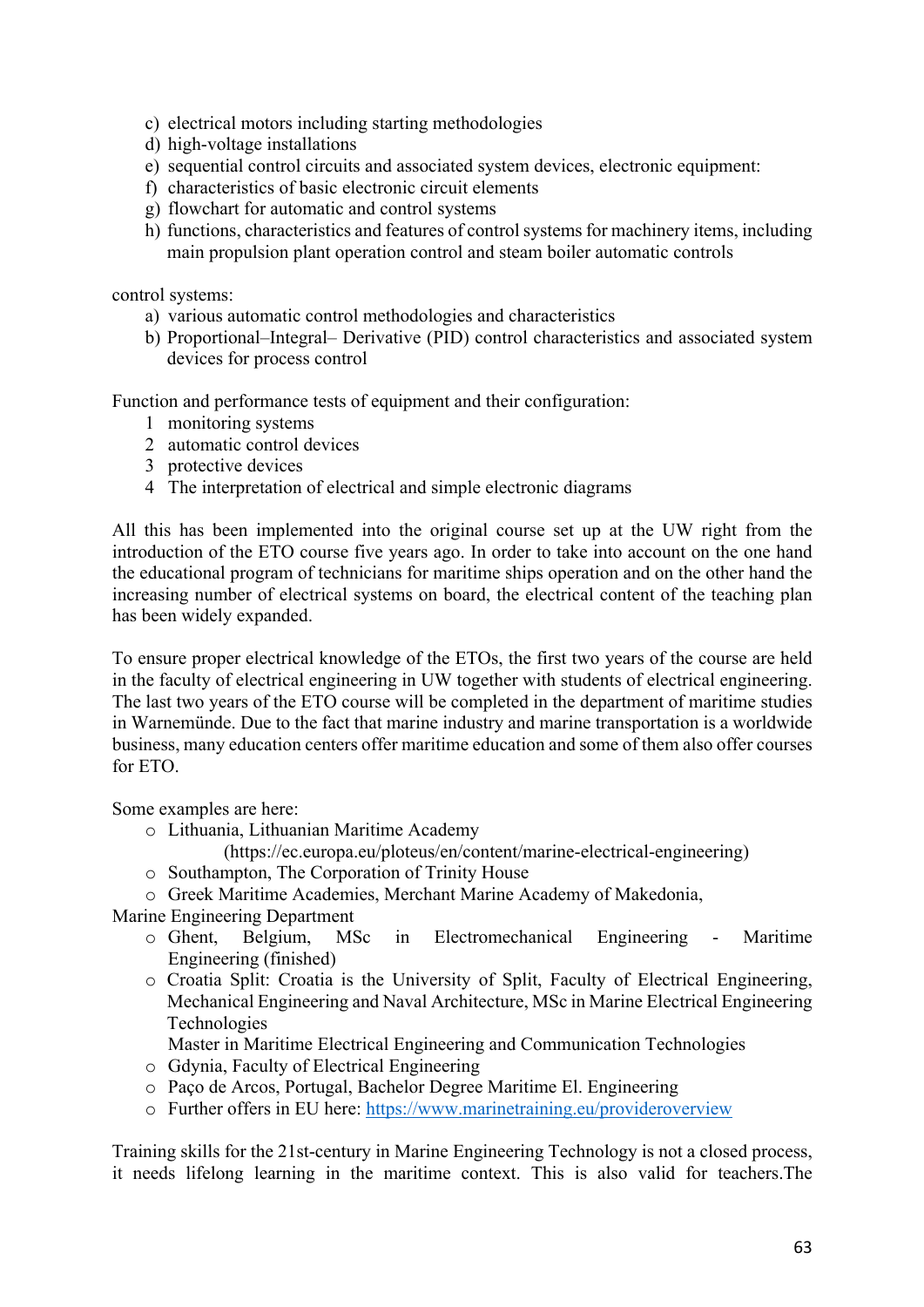c) electrical motors including starting methodologies
d) high-voltage installations
e) sequential control circuits and associated system devices, electronic equipment:
f) characteristics of basic electronic circuit elements
g) flowchart for automatic and control systems
h) functions, characteristics and features of control systems for machinery items, including main propulsion plant operation control and steam boiler automatic controls

control systems:

a) various automatic control methodologies and characteristics
b) Proportional–Integral– Derivative (PID) control characteristics and associated system devices for process control

Function and performance tests of equipment and their configuration:

1 monitoring systems
2 automatic control devices
3 protective devices
4 The interpretation of electrical and simple electronic diagrams

All this has been implemented into the original course set up at the UW right from the introduction of the ETO course five years ago. In order to take into account on the one hand the educational program of technicians for maritime ships operation and on the other hand the increasing number of electrical systems on board, the electrical content of the teaching plan has been widely expanded.

To ensure proper electrical knowledge of the ETOs, the first two years of the course are held in the faculty of electrical engineering in UW together with students of electrical engineering. The last two years of the ETO course will be completed in the department of maritime studies in Warnemünde. Due to the fact that marine industry and marine transportation is a worldwide business, many education centers offer maritime education and some of them also offer courses for ETO.

Some examples are here:

- Lithuania, Lithuanian Maritime Academy
  (https://ec.europa.eu/ploteus/en/content/marine-electrical-engineering)
- Southampton, The Corporation of Trinity House
- Greek Maritime Academies, Merchant Marine Academy of Makedonia,

Marine Engineering Department

- Ghent, Belgium, MSc in Electromechanical Engineering - Maritime Engineering (finished)
- Croatia Split: Croatia is the University of Split, Faculty of Electrical Engineering, Mechanical Engineering and Naval Architecture, MSc in Marine Electrical Engineering Technologies
  Master in Maritime Electrical Engineering and Communication Technologies
- Gdynia, Faculty of Electrical Engineering
- Paço de Arcos, Portugal, Bachelor Degree Maritime El. Engineering
- Further offers in EU here: https://www.marinetraining.eu/provideroverview

Training skills for the 21st-century in Marine Engineering Technology is not a closed process, it needs lifelong learning in the maritime context. This is also valid for teachers.The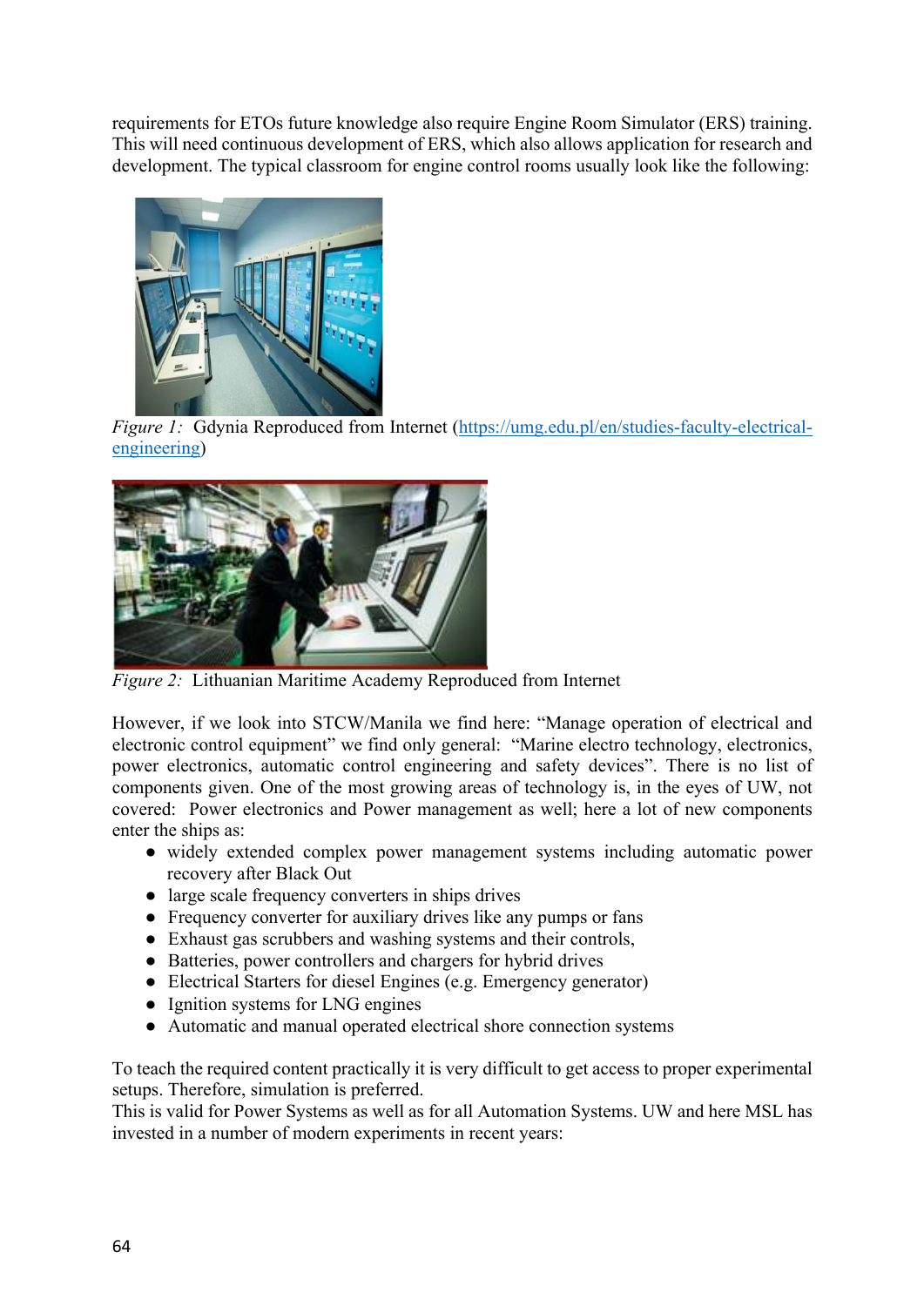requirements for ETOs future knowledge also require Engine Room Simulator (ERS) training. This will need continuous development of ERS, which also allows application for research and development. The typical classroom for engine control rooms usually look like the following:

*Figure 1:* Gdynia Reproduced from Internet (https://umg.edu.pl/en/studies-faculty-electrical-engineering)

*Figure 2:* Lithuanian Maritime Academy Reproduced from Internet

However, if we look into STCW/Manila we find here: "Manage operation of electrical and electronic control equipment" we find only general: "Marine electro technology, electronics, power electronics, automatic control engineering and safety devices". There is no list of components given. One of the most growing areas of technology is, in the eyes of UW, not covered: Power electronics and Power management as well; here a lot of new components enter the ships as:

- widely extended complex power management systems including automatic power recovery after Black Out
- large scale frequency converters in ships drives
- Frequency converter for auxiliary drives like any pumps or fans
- Exhaust gas scrubbers and washing systems and their controls,
- Batteries, power controllers and chargers for hybrid drives
- Electrical Starters for diesel Engines (e.g. Emergency generator)
- Ignition systems for LNG engines
- Automatic and manual operated electrical shore connection systems

To teach the required content practically it is very difficult to get access to proper experimental setups. Therefore, simulation is preferred.
This is valid for Power Systems as well as for all Automation Systems. UW and here MSL has invested in a number of modern experiments in recent years: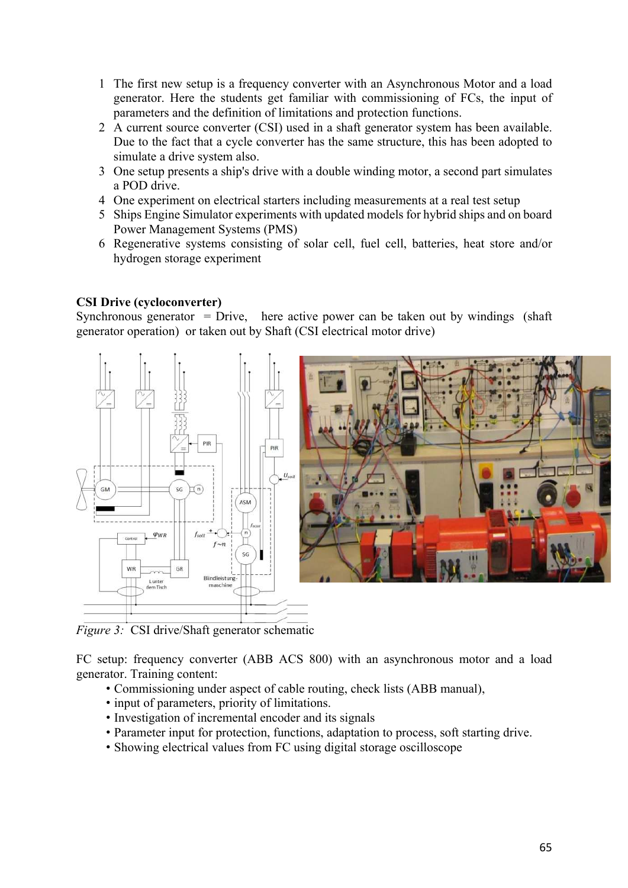1 The first new setup is a frequency converter with an Asynchronous Motor and a load generator. Here the students get familiar with commissioning of FCs, the input of parameters and the definition of limitations and protection functions.
2 A current source converter (CSI) used in a shaft generator system has been available. Due to the fact that a cycle converter has the same structure, this has been adopted to simulate a drive system also.
3 One setup presents a ship's drive with a double winding motor, a second part simulates a POD drive.
4 One experiment on electrical starters including measurements at a real test setup
5 Ships Engine Simulator experiments with updated models for hybrid ships and on board Power Management Systems (PMS)
6 Regenerative systems consisting of solar cell, fuel cell, batteries, heat store and/or hydrogen storage experiment

**CSI Drive (cycloconverter)**
Synchronous generator = Drive, here active power can be taken out by windings (shaft generator operation) or taken out by Shaft (CSI electrical motor drive)

*Figure 3:* CSI drive/Shaft generator schematic

FC setup: frequency converter (ABB ACS 800) with an asynchronous motor and a load generator. Training content:

- Commissioning under aspect of cable routing, check lists (ABB manual),
- input of parameters, priority of limitations.
- Investigation of incremental encoder and its signals
- Parameter input for protection, functions, adaptation to process, soft starting drive.
- Showing electrical values from FC using digital storage oscilloscope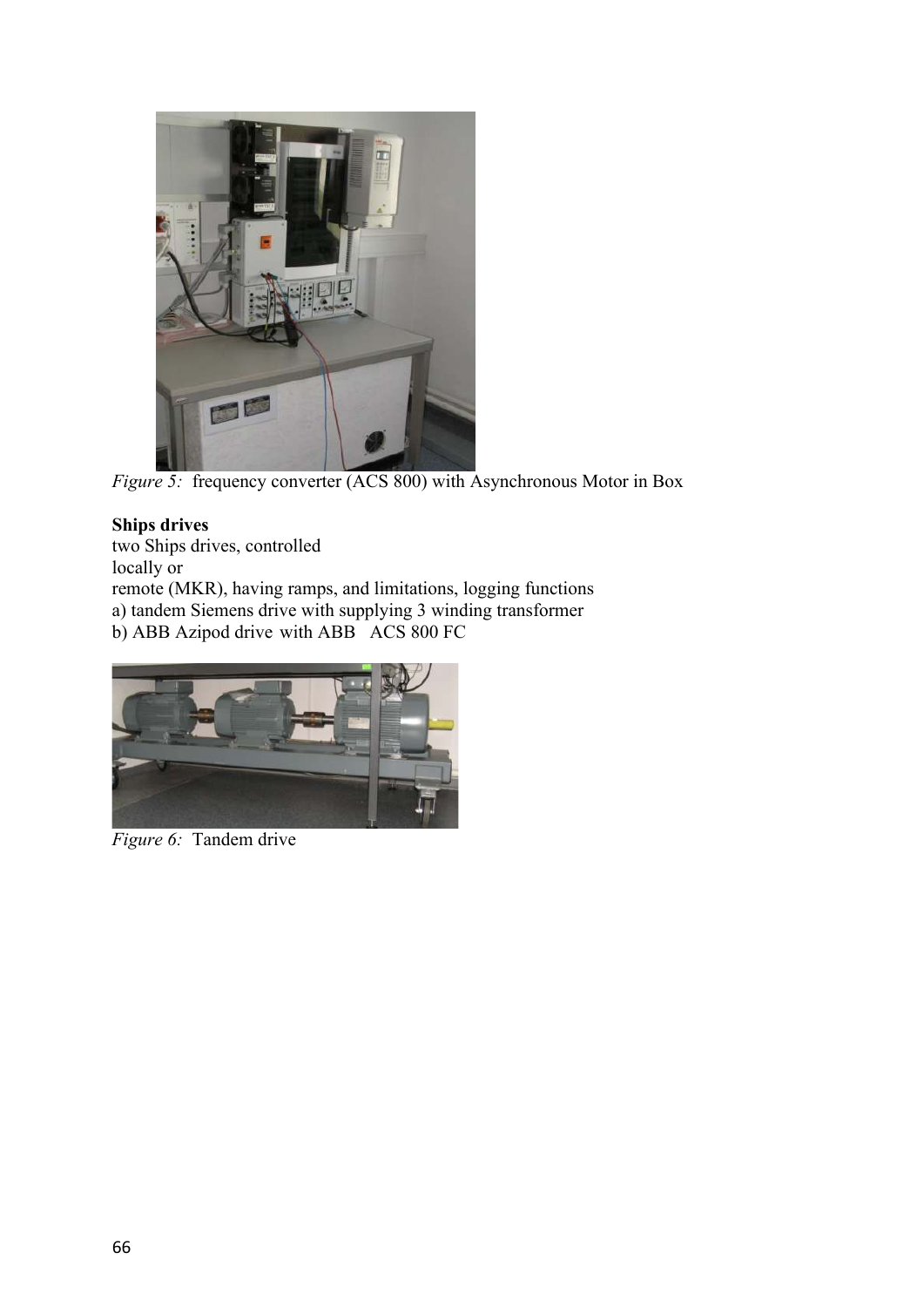*Figure 5:* frequency converter (ACS 800) with Asynchronous Motor in Box

**Ships drives**

two Ships drives, controlled
locally or
remote (MKR), having ramps, and limitations, logging functions
a) tandem Siemens drive with supplying 3 winding transformer
b) ABB Azipod drive with ABB ACS 800 FC

*Figure 6:* Tandem drive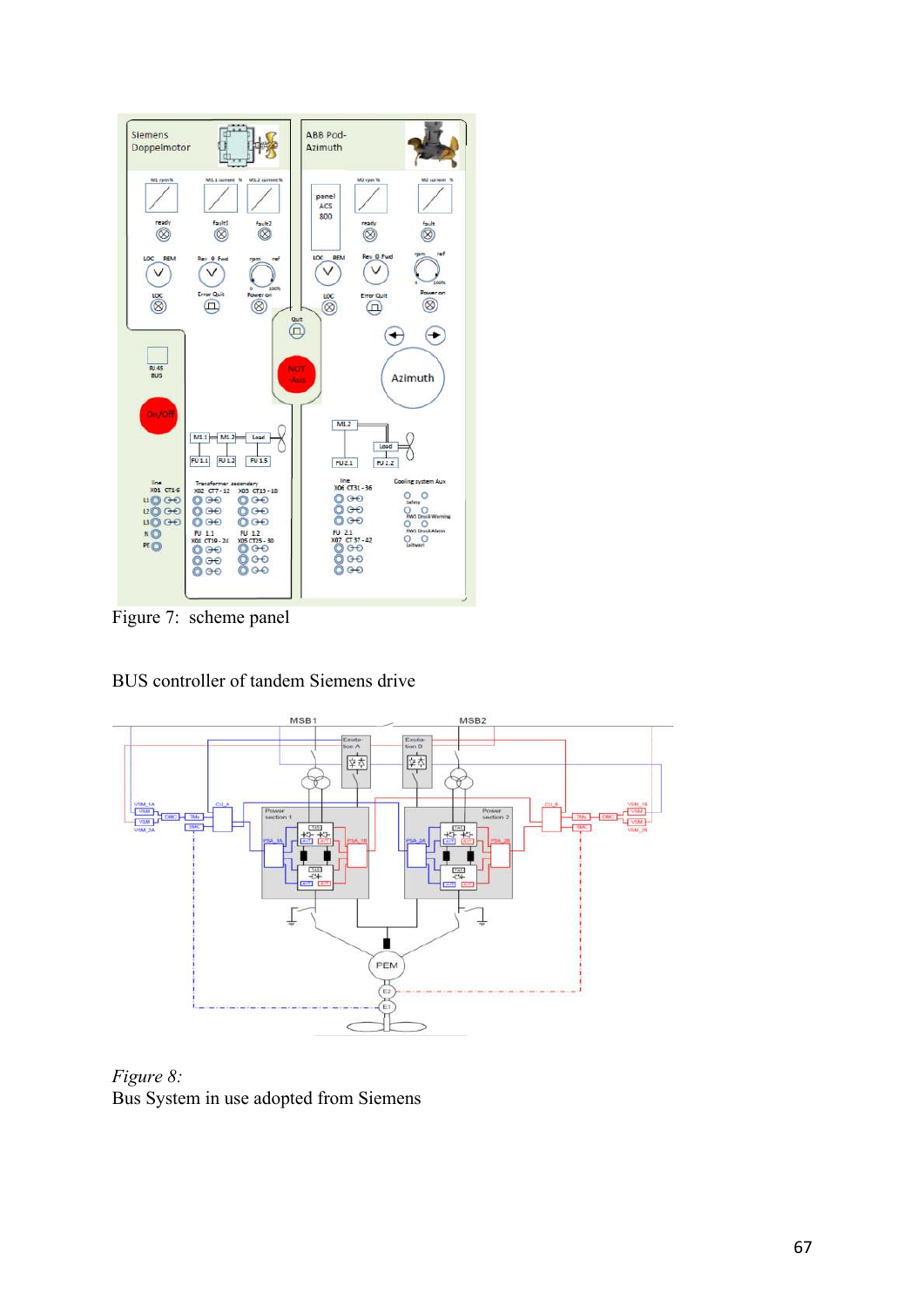Figure 7: scheme panel

BUS controller of tandem Siemens drive

*Figure 8:*
Bus System in use adopted from Siemens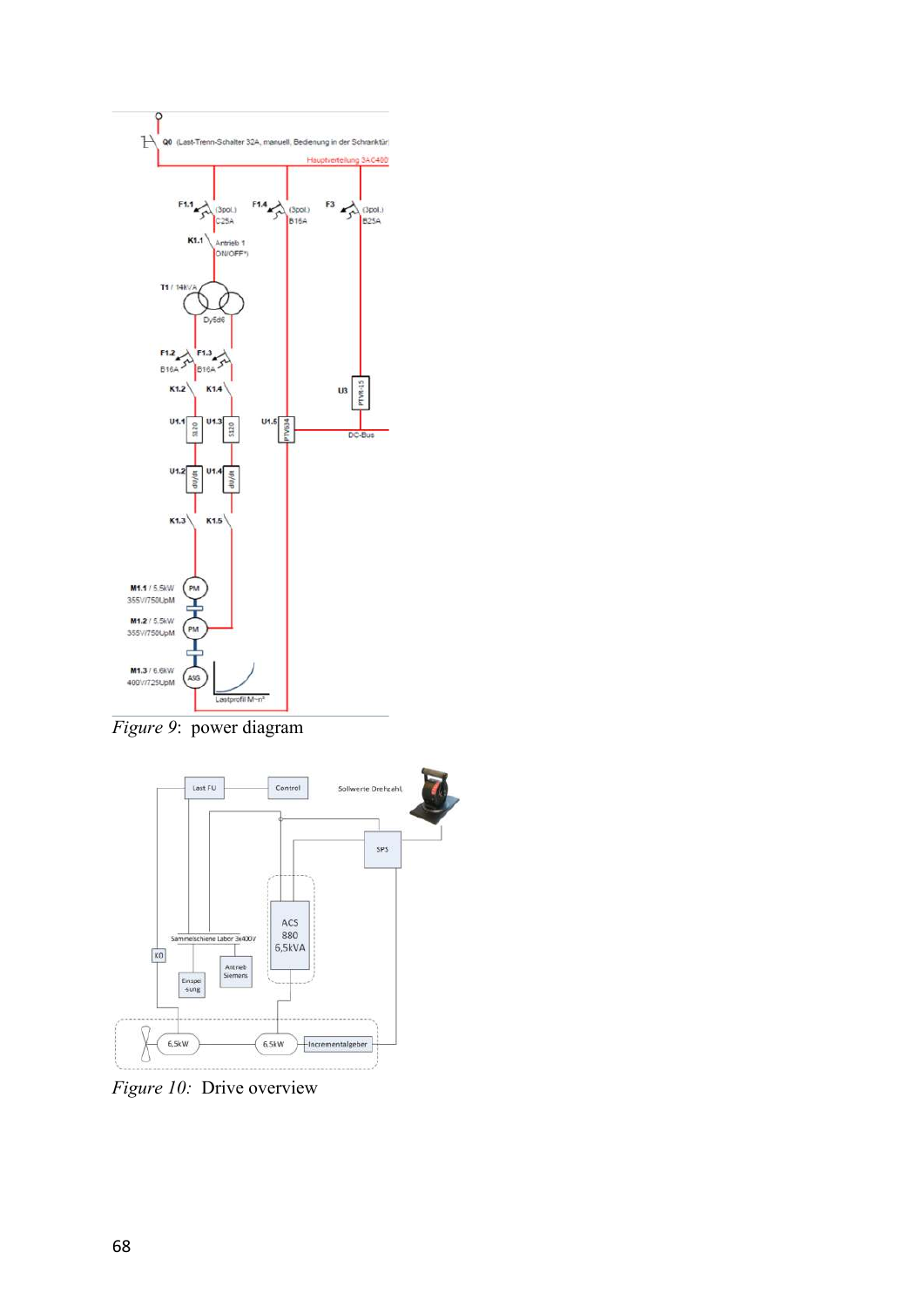*Figure 9*: power diagram

*Figure 10:* Drive overview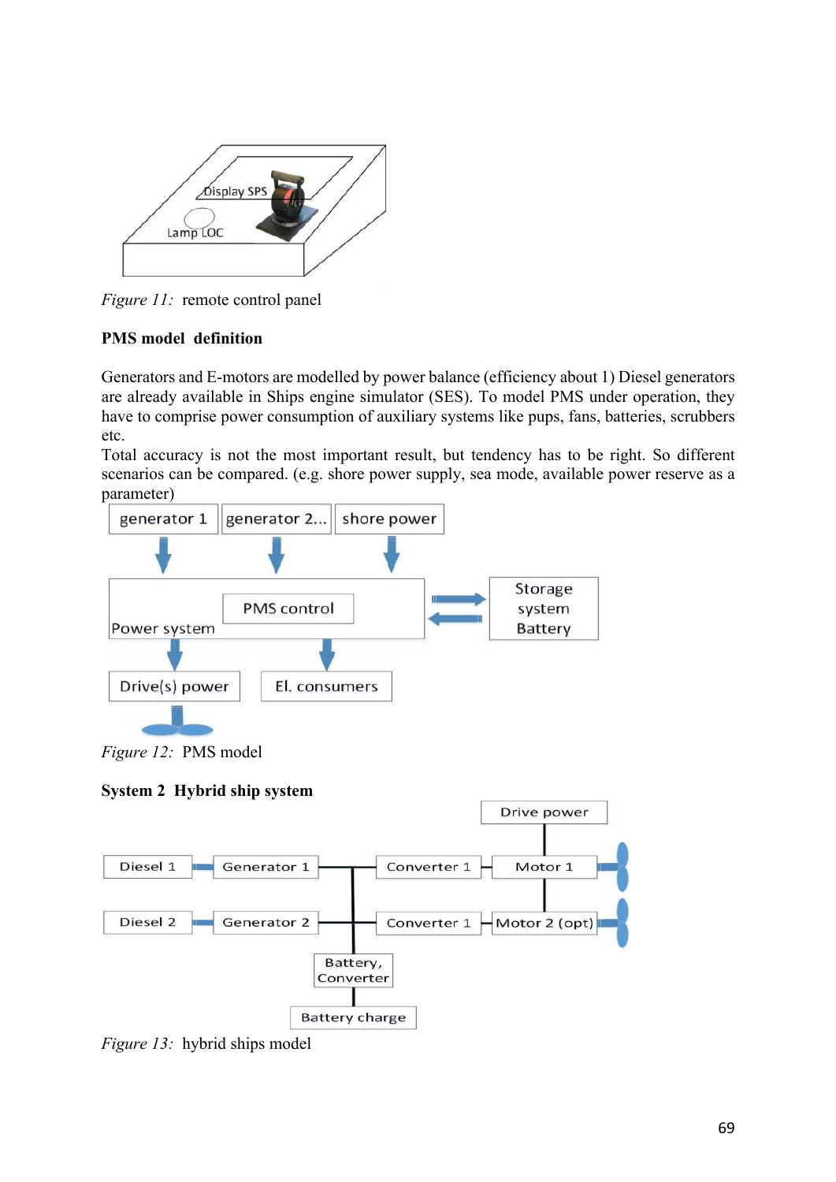*Figure 11:* remote control panel

**PMS model definition**

Generators and E-motors are modelled by power balance (efficiency about 1) Diesel generators are already available in Ships engine simulator (SES). To model PMS under operation, they have to comprise power consumption of auxiliary systems like pups, fans, batteries, scrubbers etc.

Total accuracy is not the most important result, but tendency has to be right. So different scenarios can be compared. (e.g. shore power supply, sea mode, available power reserve as a parameter)

*Figure 12:* PMS model

**System 2 Hybrid ship system**

*Figure 13:* hybrid ships model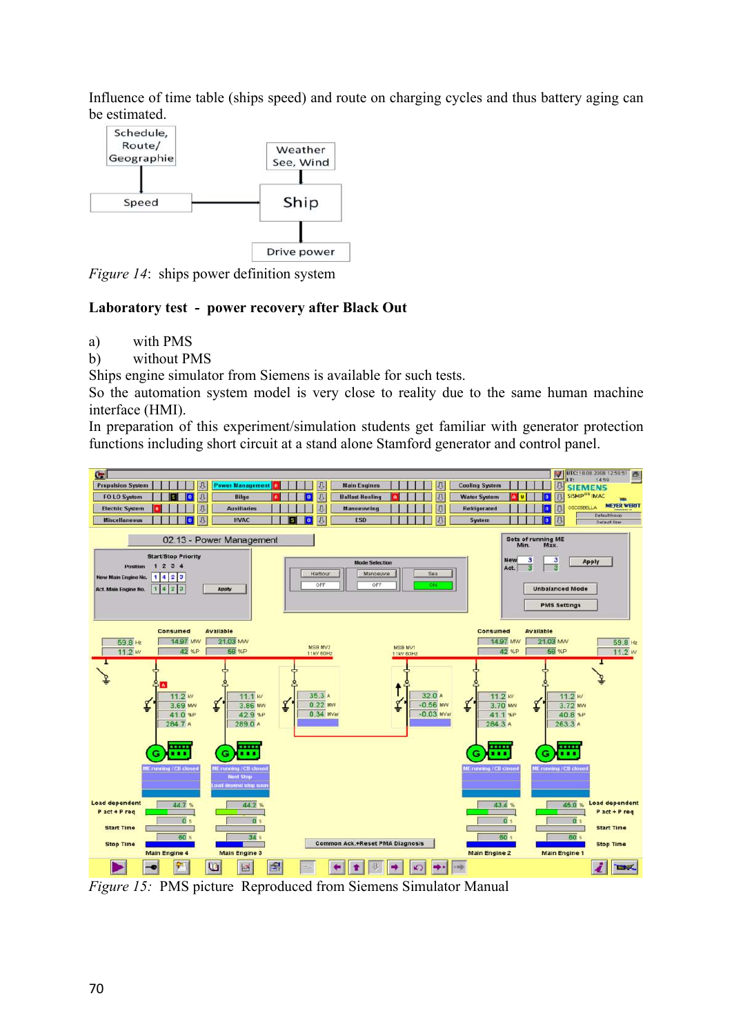Influence of time table (ships speed) and route on charging cycles and thus battery aging can be estimated.

*Figure 14*: ships power definition system

**Laboratory test - power recovery after Black Out**

a) with PMS

b) without PMS

Ships engine simulator from Siemens is available for such tests.

So the automation system model is very close to reality due to the same human machine interface (HMI).

In preparation of this experiment/simulation students get familiar with generator protection functions including short circuit at a stand alone Stamford generator and control panel.

*Figure 15:* PMS picture Reproduced from Siemens Simulator Manual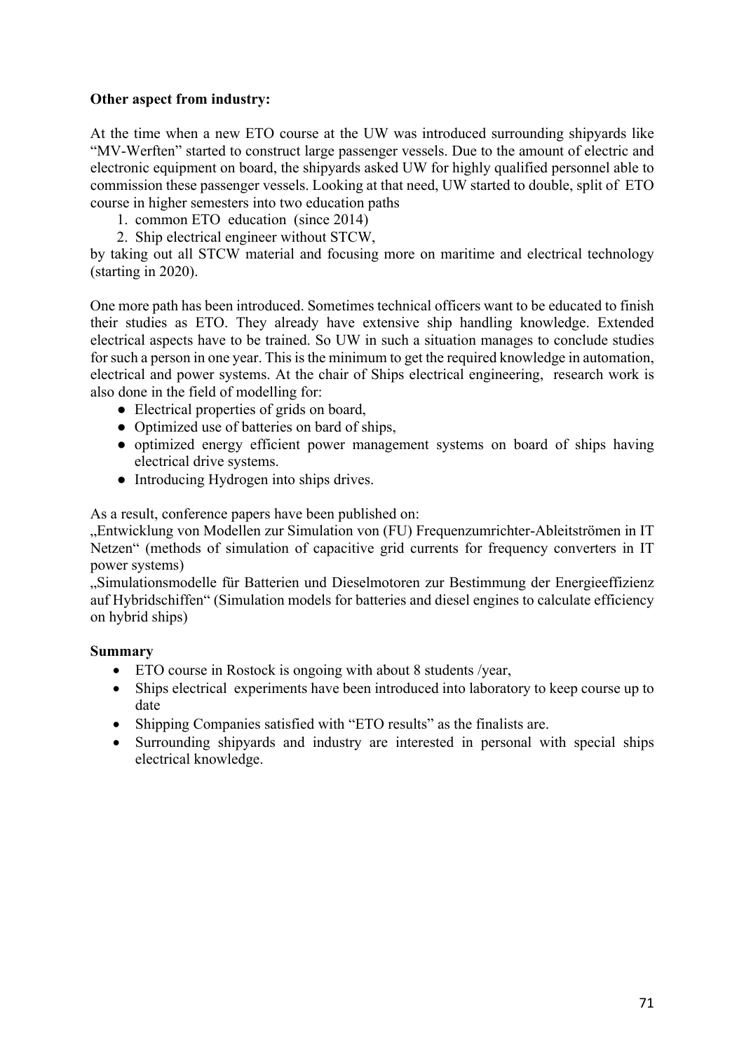**Other aspect from industry:**

At the time when a new ETO course at the UW was introduced surrounding shipyards like “MV-Werften” started to construct large passenger vessels. Due to the amount of electric and electronic equipment on board, the shipyards asked UW for highly qualified personnel able to commission these passenger vessels. Looking at that need, UW started to double, split of ETO course in higher semesters into two education paths

1. common ETO education (since 2014)
2. Ship electrical engineer without STCW,

by taking out all STCW material and focusing more on maritime and electrical technology (starting in 2020).

One more path has been introduced. Sometimes technical officers want to be educated to finish their studies as ETO. They already have extensive ship handling knowledge. Extended electrical aspects have to be trained. So UW in such a situation manages to conclude studies for such a person in one year. This is the minimum to get the required knowledge in automation, electrical and power systems. At the chair of Ships electrical engineering, research work is also done in the field of modelling for:

- Electrical properties of grids on board,
- Optimized use of batteries on bard of ships,
- optimized energy efficient power management systems on board of ships having electrical drive systems.
- Introducing Hydrogen into ships drives.

As a result, conference papers have been published on:
„Entwicklung von Modellen zur Simulation von (FU) Frequenzumrichter-Ableitströmen in IT Netzen“ (methods of simulation of capacitive grid currents for frequency converters in IT power systems)
„Simulationsmodelle für Batterien und Dieselmotoren zur Bestimmung der Energieeffizienz auf Hybridschiffen“ (Simulation models for batteries and diesel engines to calculate efficiency on hybrid ships)

**Summary**

- ETO course in Rostock is ongoing with about 8 students /year,
- Ships electrical experiments have been introduced into laboratory to keep course up to date
- Shipping Companies satisfied with “ETO results” as the finalists are.
- Surrounding shipyards and industry are interested in personal with special ships electrical knowledge.